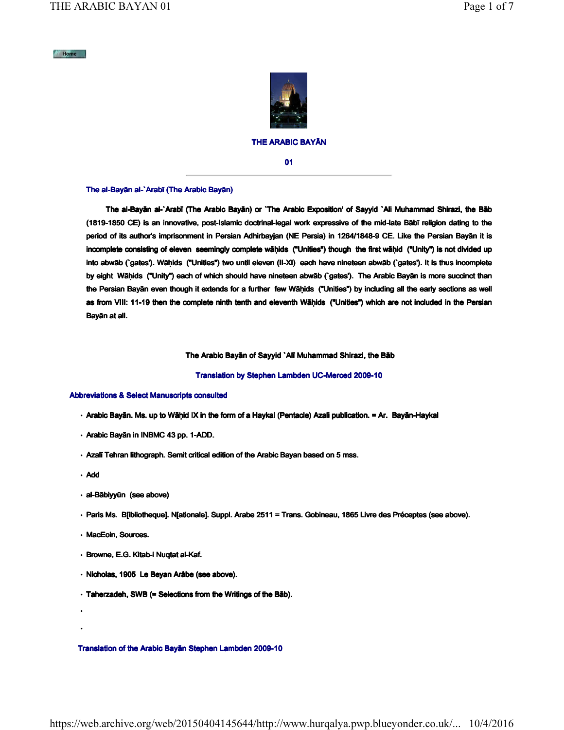Home

## THE ARABIC BAYĀN

## 01

### The al-Bayān al-`Arabī (The Arabic Bayān)

**The al-Bayān al-`Arabī (The Arabic Bayān) or `The Arabic Exposition' of Sayyid `Ali Muhammad Shirazi, the Bāb (1819-1850 CE) is an innovative, post-Islamic doctrinal-legal work expressive of the mid-late Bābī religion dating to the period of its author's imprisonment in Persian Adhirbayjan (NE Persia) in 1264/1848-9 CE. Like the Persian Bayān it is incomplete consisting of eleven seemingly complete wāḥids ("Unities") though the first wāḥid ("Unity") is not divided up into abwāb (`gates'). Wāḥids ("Unities") two until eleven (II-XI) each have nineteen abwāb (`gates'). It is thus incomplete by eight Wāḥids ("Unity") each of which should have nineteen abwāb (`gates'). The Arabic Bayān is more succinct than the Persian Bayān even though it extends for a further few Wāḥids ("Unities") by including all the early sections as well as from VIII: 11-19 then the complete ninth tenth and eleventh Wāḥids ("Unities") which are not included in the Persian Bayān at all.**

**The Arabic Bayān of Sayyid `Alī Muhammad Shirazi, the Bāb**

**Translation by Stephen Lambden UC-Merced 2009-10**

### Abbreviations & Select Manuscripts consulted

- Arabic Bayān. Ms. up to Wāḥid IX in the form of a Haykal (Pentacle) Azali publication. = Ar. Bayān-Haykal
- Arabic Bayān in INBMC 43 pp. 1-ADD.
- Azalī Tehran lithograph. Semit critical edition of the Arabic Bayan based on 5 mss.
- Add
- al-Bābiyyūn (see above)
- Paris Ms. B[ibliotheque]. N[ationale]. Suppl. Arabe 2511 = Trans. Gobineau, 1865 Livre des Préceptes (see above).
- MacEoin, Sources.
- Browne, E.G. Kitab-i Nuqtat al-Kaf.
- Nicholas, 1905 Le Beyan Arâbe (see above).
- Taherzadeh, SWB (= Selections from the Writings of the Bāb).
- 
- 

### Translation of the Arabic Bayān Stephen Lambden 2009-10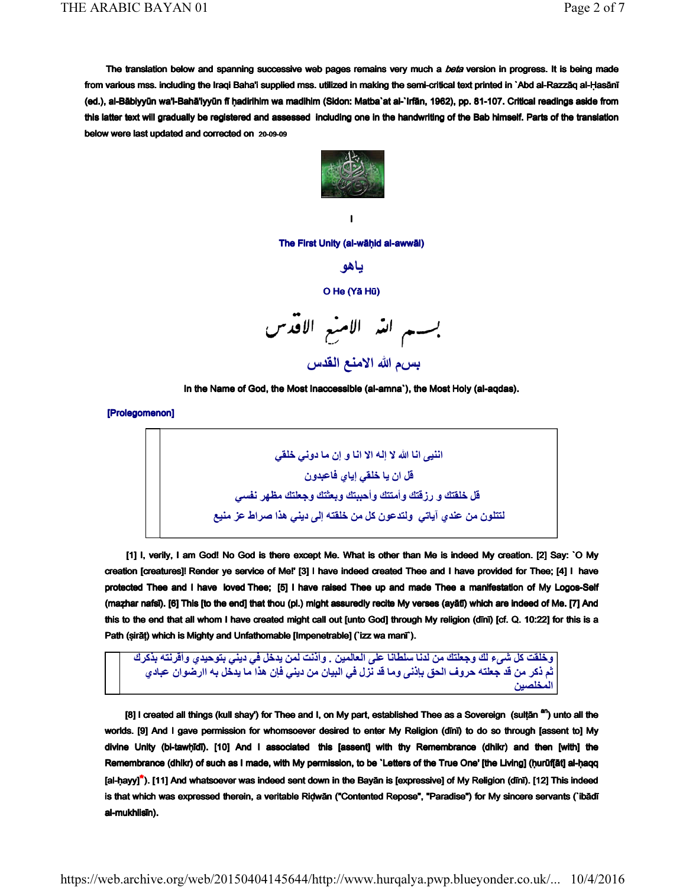The translation below and spanning successive web pages remains very much a *beta* version in progress. It is being made from various mss. including the Iraqi Baha'i supplied mss. utilized in making the semi-critical text printed in `Abd al-Razzāq al-Ḥasānī (ed.), al-Bābiyyūn wa'l-Bahā'iyyūn fī ḥadirihim wa madihim (Sidon: Matba`at al-`Irfān, 1962), pp. 81-107. Critical readings aside from this latter text will gradually be registered and assessed including one in the handwriting of the Bab himself. Parts of the translation below were last updated and corrected on 20-09-09

I

## The First Unity (al-wāḥid al-awwāl)

ياهو

O He (Yā Hū)

بسم الله الامنع الاقدس

بسم الله الامنع القدس

In the Name of God, the Most Inaccessible (al-amna`), the Most Holy (al-aqdas).

**[Prolegomenon]**

انني انا الله لا إله الا انا و إن ما دوني خلقي
قل ان يا خلقي إياي فاعبدون
قل خلقتك و رزقتك وأمتك وأحببتك وبعثتك وجعلتك مظهر نفسي
لتتلون من عندي آياتي ولتدعون كل من خلقته إلى ديني هذا صراط عز منيع

[1] I, verily, I am God! No God is there except Me. What is other than Me is indeed My creation. [2] Say: `O My creation [creatures]! Render ye service of Me!' [3] I have indeed created Thee and I have provided for Thee; [4] I have protected Thee and I have loved Thee; [5] I have raised Thee up and made Thee a manifestation of My Logos-Self (maẓhar nafsī). [6] This [to the end] that thou (pl.) might assuredly recite My verses (ayāt) which are indeed of Me. [7] And this to the end that all whom I have created might call out [unto God] through My religion (dīnī) [cf. Q. 10:22] for this is a Path (ṣirāṭ) which is Mighty and Unfathomable [Impenetrable] (`izz wa manī`).

وخلقت كل شيء لك وجعلتك من لدنا سلطانا على العالمين . وأذنت لمن يدخل في ديني بتوحيدي وأقرنته بذكرك ثم ذكر من قد جعلته حروف الحق بإذني وما قد نزل في البيان من ديني فإن هذا ما يدخل به ارضوان عبادي المخلصين

[8] I created all things (kull shay') for Thee and I, on My part, established Thee as a Sovereign (sulṭān [an]) unto all the worlds. [9] And I gave permission for whomsoever desired to enter My Religion (dīnī) to do so through [assent to] My divine Unity (bi-tawḥīdī). [10] And I associated this [assent] with thy Remembrance (dhikr) and then [with] the Remembrance (dhikr) of such as I made, with My permission, to be `Letters of the True One' [the Living] (ḥurūf[āt] al-ḥaqq [al-ḥayy]*). [11] And whatsoever was indeed sent down in the Bayān is [expressive] of My Religion (dīnī). [12] This indeed is that which was expressed therein, a veritable Riḍwān ("Contented Repose", "Paradise") for My sincere servants (`ibādī al-mukhlisīn).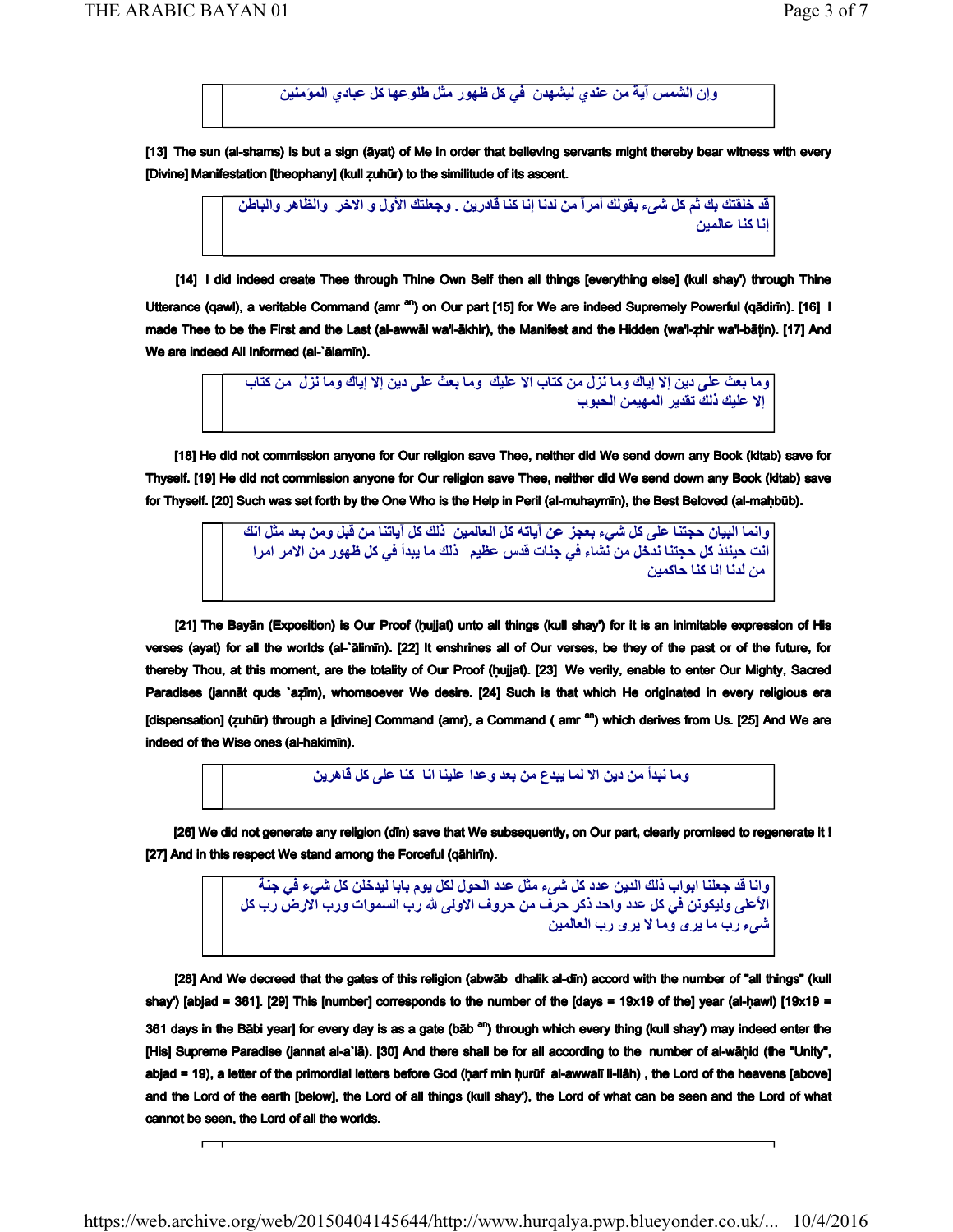وإن الشمس آية من عندي ليشهدن في كل ظهور مثل طلوعها كل عبادي المؤمنين

[13] The sun (al-shams) is but a sign (āyat) of Me in order that believing servants might thereby bear witness with every [Divine] Manifestation [theophany] (kull ẓuhūr) to the similitude of its ascent.

قد خلقتك بك ثم كل شيء بقولك أمراً من لدنا إنا كنا قادرين . وجعلتك الأول و الاخر والظاهر والباطن إنا كنا عالمين

[14] I did indeed create Thee through Thine Own Self then all things [everything else] (kull shay') through Thine Utterance (qawl), a veritable Command (amr [an]) on Our part [15] for We are indeed Supremely Powerful (qādirīn). [16] I made Thee to be the First and the Last (al-awwāl wa'l-ākhir), the Manifest and the Hidden (wa'l-ẓhir wa'l-bāṭin). [17] And We are indeed All Informed (al-`ālamīn).

وما بعث على دين إلا إياك وما نزل من كتاب الا عليك وما بعث على دين إلا إياك وما نزل من كتاب إلا عليك ذلك تقدير المهيمن الحبوب

[18] He did not commission anyone for Our religion save Thee, neither did We send down any Book (kitab) save for Thyself. [19] He did not commission anyone for Our religion save Thee, neither did We send down any Book (kitab) save for Thyself. [20] Such was set forth by the One Who is the Help in Peril (al-muhaymīn), the Best Beloved (al-maḥbūb).

وانما البيان حجتنا على كل شيء بعجز عن آياته كل العالمين ذلك كل آياتنا من قبل ومن بعد مثل انك انت حينئذ كل حجتنا ندخل من نشاء في جنات قدس عظيم ذلك ما يبدأ في كل ظهور من الامر امرا من لدنا انا كنا حاكمين

[21] The Bayān (Exposition) is Our Proof (ḥujjat) unto all things (kull shay') for it is an inimitable expression of His verses (ayat) for all the worlds (al-`ālimīn). [22] It enshrines all of Our verses, be they of the past or of the future, for thereby Thou, at this moment, are the totality of Our Proof (ḥujjat). [23] We verily, enable to enter Our Mighty, Sacred Paradises (jannāt quds `aẓīm), whomsoever We desire. [24] Such is that which He originated in every religious era [dispensation] (ẓuhūr) through a [divine] Command (amr), a Command ( amr [an]) which derives from Us. [25] And We are indeed of the Wise ones (al-hakimīn).

وما نبدأ من دين الا لما يبدع من بعد وعدا علينا انا كنا على كل قاهرين

[26] We did not generate any religion (dīn) save that We subsequently, on Our part, clearly promised to regenerate it ! [27] And in this respect We stand among the Forceful (qāhirīn).

وانا قد جعلنا ابواب ذلك الدين عدد كل شيء مثل عدد الحول لكل يوم بابا ليدخلن كل شيء في جنة الأعلى وليكونن في كل عدد واحد ذكر حرف من حروف الاولى لله رب السموات ورب الارض رب كل شيء رب ما يرى وما لا يرى رب العالمين

[28] And We decreed that the gates of this religion (abwāb dhalik al-dīn) accord with the number of "all things" (kull shay') [abjad = 361]. [29] This [number] corresponds to the number of the [days = 19x19 of the] year (al-ḥawl) [19x19 = 361 days in the Bābi year] for every day is as a gate (bāb [an]) through which every thing (kull shay') may indeed enter the [His] Supreme Paradise (jannat al-a`lā). [30] And there shall be for all according to the number of al-wāḥid (the "Unity", abjad = 19), a letter of the primordial letters before God (ḥarf min ḥurūf al-awwalī li-llāh) , the Lord of the heavens [above] and the Lord of the earth [below], the Lord of all things (kull shay'), the Lord of what can be seen and the Lord of what cannot be seen, the Lord of all the worlds.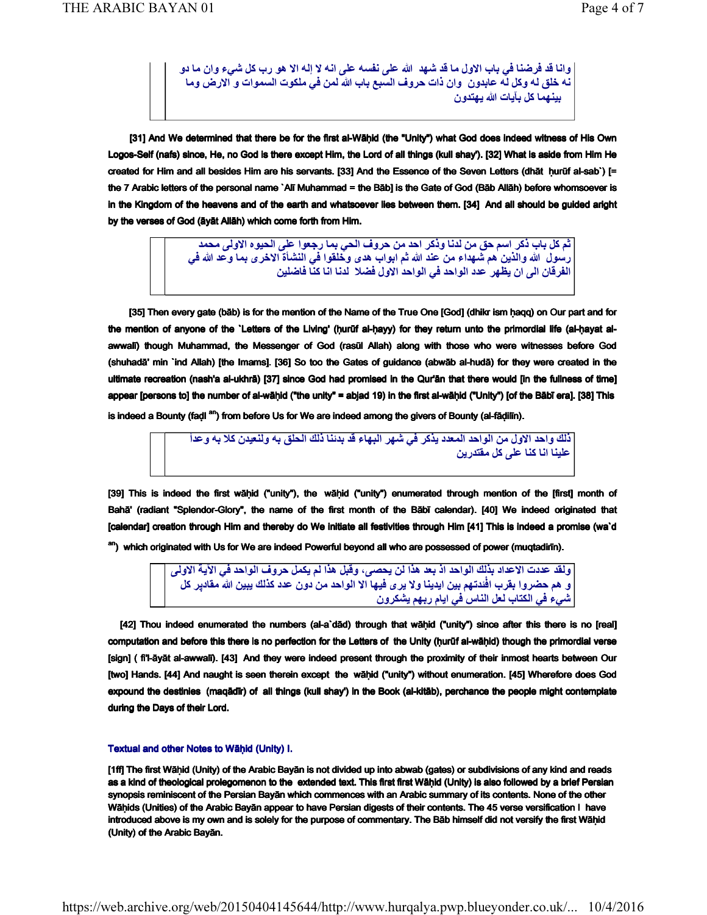وانا قد فرضنا في باب الاول ما قد شهد الله على نفسه على انه لا إله الا هو رب كل شيء وان ما دو نه خلق له وكل له عابدون وان ذات حروف السبع باب الله لمن في ملكوت السموات و الارض وما بينهما كل بآيات الله يهتدون

[31] And We determined that there be for the first al-Wāḥid (the "Unity") what God does indeed witness of His Own Logos-Self (nafs) since, He, no God is there except Him, the Lord of all things (kull shay'). [32] What is aside from Him He created for Him and all besides Him are his servants. [33] And the Essence of the Seven Letters (dhāt ḥurūf al-sab`) [= the 7 Arabic letters of the personal name `Alī Muhammad = the Bāb] is the Gate of God (Bāb Allāh) before whomsoever is in the Kingdom of the heavens and of the earth and whatsoever lies between them. [34] And all should be guided aright by the verses of God (āyāt Allāh) which come forth from Him.

ثم كل باب ذكر اسم حق من لدنا وذكر احد من حروف الحي بما رجعوا على الحيوه الاولى محمد رسول الله والذين هم شهداء من عند الله ثم ابواب هدى وخلقوا في النشأة الاخرى بما وعد الله في الفرقان الى ان يظهر عدد الواحد في الواحد الاول فضلا لدنا انا كنا فاضلين

[35] Then every gate (bāb) is for the mention of the Name of the True One [God] (dhikr ism ḥaqq) on Our part and for the mention of anyone of the `Letters of the Living' (ḥurūf al-ḥayy) for they return unto the primordial life (al-ḥayat al-awwalī) though Muhammad, the Messenger of God (rasūl Allah) along with those who were witnesses before God (shuhadā' min `ind Allah) [the Imams]. [36] So too the Gates of guidance (abwāb al-hudā) for they were created in the ultimate recreation (nash'a al-ukhrā) [37] since God had promised in the Qur'ān that there would [in the fullness of time] appear [persons to] the number of al-wāḥid ("the unity" = abjad 19) in the first al-wāḥid ("Unity") [of the Bābī era]. [38] This is indeed a Bounty (faḍl [an]) from before Us for We are indeed among the givers of Bounty (al-fāḍilīn).

ذلك واحد الاول من الواحد المعدد يذكر في شهر البهاء قد بدئنا ذلك الخلق به ولنعيدن كلا به وعداً علينا انا كنا على كل مقتدرين

[39] This is indeed the first wāḥid ("unity"), the wāḥid ("unity") enumerated through mention of the [first] month of Bahā' (radiant "Splendor-Glory", the name of the first month of the Bābī calendar). [40] We indeed originated that [calendar] creation through Him and thereby do We initiate all festivities through Him [41] This is indeed a promise (wa`d [an]) which originated with Us for We are indeed Powerful beyond all who are possessed of power (muqtadirīn).

ولقد عددت الاعداد بذلك الواحد اذ بعد هذا لن يحصى، وقبل هذا لم يكمل حروف الواحد في الآية الاولى و هم حضروا بقرب افئدتهم بين ايدينا ولا يرى فيها الا الواحد من دون عدد كذلك يبين الله مقادير كل شيء في الكتاب لعل الناس في ايام ربهم يشكرون

[42] Thou indeed enumerated the numbers (al-a`dād) through that wāḥid ("unity") since after this there is no [real] computation and before this there is no perfection for the Letters of the Unity (ḥurūf al-wāḥid) though the primordial verse [sign] ( fi'l-āyāt al-awwalī). [43] And they were indeed present through the proximity of their inmost hearts between Our [two] Hands. [44] And naught is seen therein except the wāḥid ("unity") without enumeration. [45] Wherefore does God expound the destinies (maqādīr) of all things (kull shay') in the Book (al-kitāb), perchance the people might contemplate during the Days of their Lord.

### Textual and other Notes to Wāḥid (Unity) I.

[1ff] The first Wāḥid (Unity) of the Arabic Bayān is not divided up into abwab (gates) or subdivisions of any kind and reads as a kind of theological prolegomenon to the extended text. This first first Wāḥid (Unity) is also followed by a brief Persian synopsis reminiscent of the Persian Bayān which commences with an Arabic summary of its contents. None of the other Wāḥids (Unities) of the Arabic Bayān appear to have Persian digests of their contents. The 45 verse versification I have introduced above is my own and is solely for the purpose of commentary. The Bāb himself did not versify the first Wāḥid (Unity) of the Arabic Bayān.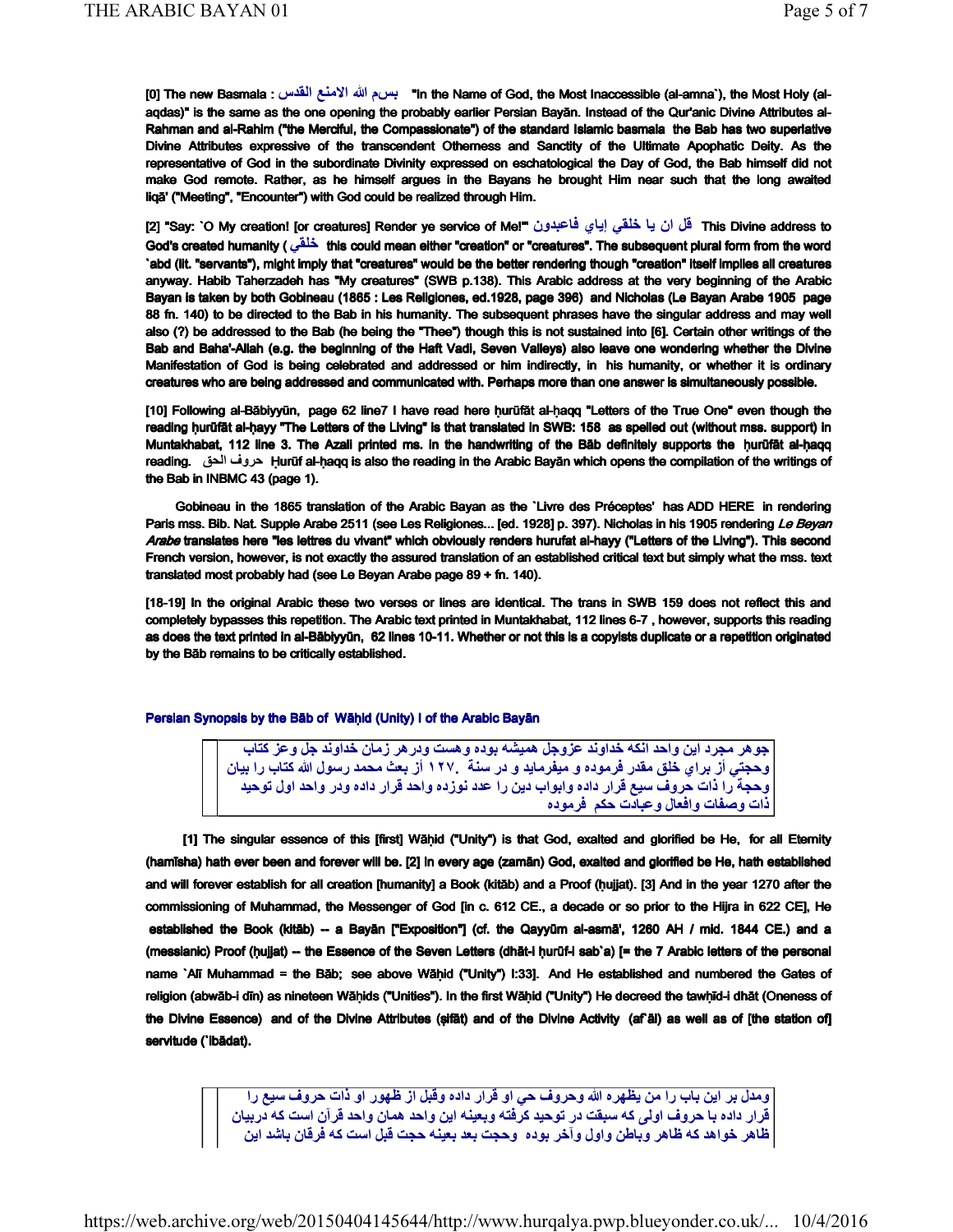[0] The new Basmala : بسم الله الامنع القدس "In the Name of God, the Most Inaccessible (al-amna`), the Most Holy (al-aqdas)" is the same as the one opening the probably earlier Persian Bayān. Instead of the Qur'anic Divine Attributes al-Rahman and al-Rahim ("the Merciful, the Compassionate") of the standard Islamic basmala the Bab has two superlative Divine Attributes expressive of the transcendent Otherness and Sanctity of the Ultimate Apophatic Deity. As the representative of God in the subordinate Divinity expressed on eschatological the Day of God, the Bab himself did not make God remote. Rather, as he himself argues in the Bayans he brought Him near such that the long awaited liqā' ("Meeting", "Encounter") with God could be realized through Him.

[2] "Say: `O My creation! [or creatures] Render ye service of Me!'" قل ان يا خلقي إياي فاعبدون This Divine address to God's created humanity ( خلقي this could mean either "creation" or "creatures". The subsequent plural form from the word `abd (lit. "servants"), might imply that "creatures" would be the better rendering though "creation" itself implies all creatures anyway. Habib Taherzadeh has "My creatures" (SWB p.138). This Arabic address at the very beginning of the Arabic Bayan is taken by both Gobineau (1865 : Les Religiones, ed.1928, page 396) and Nicholas (Le Bayan Arabe 1905 page 88 fn. 140) to be directed to the Bab in his humanity. The subsequent phrases have the singular address and may well also (?) be addressed to the Bab (he being the "Thee") though this is not sustained into [6]. Certain other writings of the Bab and Baha'-Allah (e.g. the beginning of the Haft Vadi, Seven Valleys) also leave one wondering whether the Divine Manifestation of God is being celebrated and addressed or him indirectly, in his humanity, or whether it is ordinary creatures who are being addressed and communicated with. Perhaps more than one answer is simultaneously possible.

[10] Following al-Bābiyyūn, page 62 line7 I have read here ḥurūfāt al-ḥaqq "Letters of the True One" even though the reading ḥurūfāt al-ḥayy "The Letters of the Living" is that translated in SWB: 158 as spelled out (without mss. support) in Muntakhabat, 112 line 3. The Azali printed ms. in the handwriting of the Bāb definitely supports the ḥurūfāt al-ḥaqq reading. حروف الحق Ḥurūf al-ḥaqq is also the reading in the Arabic Bayān which opens the compilation of the writings of the Bab in INBMC 43 (page 1).

Gobineau in the 1865 translation of the Arabic Bayan as the `Livre des Préceptes' has ADD HERE in rendering Paris mss. Bib. Nat. Supple Arabe 2511 (see Les Religiones... [ed. 1928] p. 397). Nicholas in his 1905 rendering *Le Beyan Arabe* translates here "les lettres du vivant" which obviously renders hurufat al-hayy ("Letters of the Living"). This second French version, however, is not exactly the assured translation of an established critical text but simply what the mss. text translated most probably had (see Le Beyan Arabe page 89 + fn. 140).

[18-19] In the original Arabic these two verses or lines are identical. The trans in SWB 159 does not reflect this and completely bypasses this repetition. The Arabic text printed in Muntakhabat, 112 lines 6-7 , however, supports this reading as does the text printed in al-Bābiyyūn, 62 lines 10-11. Whether or not this is a copyists duplicate or a repetition originated by the Bāb remains to be critically established.

## Persian Synopsis by the Bāb of Wāḥid (Unity) I of the Arabic Bayān

جوهر مجرد اين واحد انكه خداوند عزوجل هميشه بوده وهست ودرهر زمان خداوند جل وعز كتاب وحجتي أز براي خلق مقدر فرموده و ميفرمايد و در سنة ١٢٧٠ أز بعث محمد رسول الله كتاب را بيان وحجة را ذات حروف سبع قرار داده وابواب دين را عدد نوزده واحد قرار داده ودر واحد اول توحيد ذات وصفات وافعال وعبادت حكم فرموده

[1] The singular essence of this [first] Wāḥid ("Unity") is that God, exalted and glorified be He, for all Eternity (hamīsha) hath ever been and forever will be. [2] In every age (zamān) God, exalted and glorified be He, hath established and will forever establish for all creation [humanity] a Book (kitāb) and a Proof (ḥujjat). [3] And in the year 1270 after the commissioning of Muhammad, the Messenger of God [in c. 612 CE., a decade or so prior to the Hijra in 622 CE], He established the Book (kitāb) -- a Bayān ["Exposition"] (cf. the Qayyūm al-asmā', 1260 AH / mid. 1844 CE.) and a (messianic) Proof (ḥujjat) -- the Essence of the Seven Letters (dhāt-i ḥurūf-i sab`a) [= the 7 Arabic letters of the personal name `Alī Muhammad = the Bāb; see above Wāḥid ("Unity") I:33]. And He established and numbered the Gates of religion (abwāb-i dīn) as nineteen Wāḥids ("Unities"). In the first Wāḥid ("Unity") He decreed the tawḥīd-i dhāt (Oneness of the Divine Essence) and of the Divine Attributes (ṣifāt) and of the Divine Activity (af`āl) as well as of [the station of] servitude (`ibādat).

ومدل بر اين باب را من يظهره الله وحروف حي او قرار داده وقبل از ظهور او ذات حروف سبع را قرار داده با حروف اولى كه سبقت در توحيد كرفته وبعينه اين واحد همان واحد قرآن است كه دربيان ظاهر خواهد كه ظاهر وباطن واول وآخر بوده وحجت بعد بعينه حجت قبل است كه فرقان باشد اين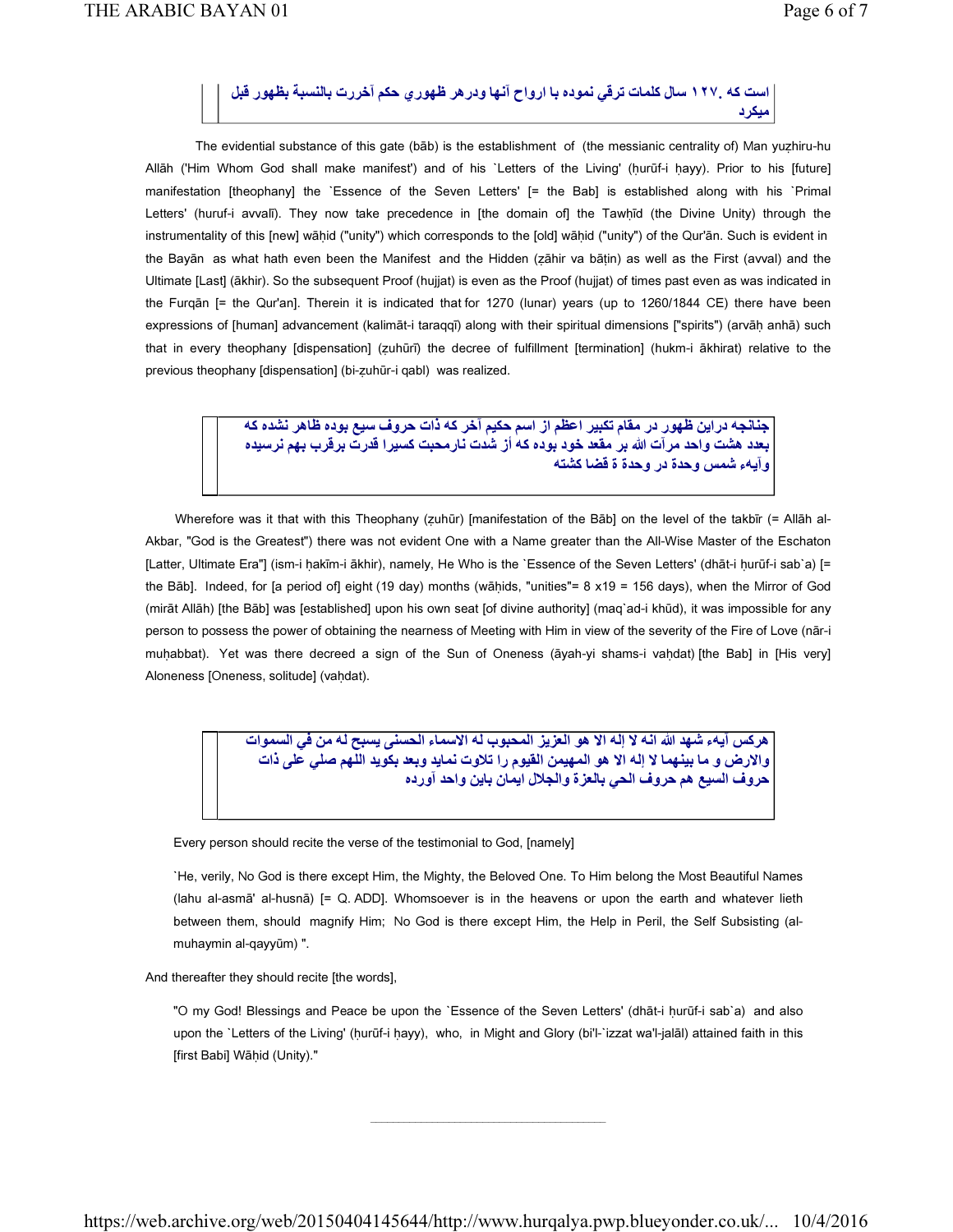است که ۱۲۷. سال کلمات ترقي نموده با ارواح آنها ودرهر ظهوري حکم آخرت بالنسبة بظهور قبل میکرد

The evidential substance of this gate (bāb) is the establishment of (the messianic centrality of) Man yuẓhiru-hu Allāh ('Him Whom God shall make manifest') and of his `Letters of the Living' (ḥurūf-i ḥayy). Prior to his [future] manifestation [theophany] the `Essence of the Seven Letters' [= the Bab] is established along with his `Primal Letters' (huruf-i avvalī). They now take precedence in [the domain of] the Tawḥīd (the Divine Unity) through the instrumentality of this [new] wāḥid ("unity") which corresponds to the [old] wāḥid ("unity") of the Qur'ān. Such is evident in the Bayān as what hath even been the Manifest and the Hidden (ẓāhir va bāṭin) as well as the First (avval) and the Ultimate [Last] (ākhir). So the subsequent Proof (hujjat) is even as the Proof (hujjat) of times past even as was indicated in the Furqān [= the Qur'an]. Therein it is indicated that for 1270 (lunar) years (up to 1260/1844 CE) there have been expressions of [human] advancement (kalimāt-i taraqqī) along with their spiritual dimensions ["spirits") (arvāḥ anhā) such that in every theophany [dispensation] (ẓuhūrī) the decree of fulfillment [termination] (hukm-i ākhirat) relative to the previous theophany [dispensation] (bi-ẓuhūr-i qabl) was realized.

جنانجه دراين ظهور در مقام تکبير اعظم از اسم حکيم آخر که ذات حروف سبع بوده ظاهر نشده که بعدد هشت واحد مرآت الله بر مقعد خود بوده که أز شدت نارمحبت کسيرا قدرت برقرب بهم نرسيده وآيهء شمس وحدة در وحدة ة قضا کشته

Wherefore was it that with this Theophany (ẓuhūr) [manifestation of the Bāb] on the level of the takbīr (= Allāh al-Akbar, "God is the Greatest") there was not evident One with a Name greater than the All-Wise Master of the Eschaton [Latter, Ultimate Era"] (ism-i ḥakīm-i ākhir), namely, He Who is the `Essence of the Seven Letters' (dhāt-i ḥurūf-i sab`a) [= the Bāb]. Indeed, for [a period of] eight (19 day) months (wāḥids, "unities"= 8 x19 = 156 days), when the Mirror of God (mirāt Allāh) [the Bāb] was [established] upon his own seat [of divine authority] (maq`ad-i khūd), it was impossible for any person to possess the power of obtaining the nearness of Meeting with Him in view of the severity of the Fire of Love (nār-i muḥabbat). Yet was there decreed a sign of the Sun of Oneness (āyah-yi shams-i vaḥdat) [the Bab] in [His very] Aloneness [Oneness, solitude] (vaḥdat).

هرکس آيهء شهد الله انه لا إله الا هو العزيز المحبوب له الاسماء الحسنى يسبح له من في السموات والارض و ما بينهما لا إله الا هو المهيمن القيوم را تلاوت نمايد وبعد بکويد اللهم صلي على ذات حروف السبع هم حروف الحي بالعزة والجلال ايمان باين واحد آورده

Every person should recite the verse of the testimonial to God, [namely]

`He, verily, No God is there except Him, the Mighty, the Beloved One. To Him belong the Most Beautiful Names (lahu al-asmā' al-husnā) [= Q. ADD]. Whomsoever is in the heavens or upon the earth and whatever lieth between them, should magnify Him; No God is there except Him, the Help in Peril, the Self Subsisting (al-muhaymin al-qayyūm) ".

And thereafter they should recite [the words],

"O my God! Blessings and Peace be upon the `Essence of the Seven Letters' (dhāt-i ḥurūf-i sab`a) and also upon the `Letters of the Living' (ḥurūf-i ḥayy), who, in Might and Glory (bi'l-`izzat wa'l-jalāl) attained faith in this [first Babi] Wāḥid (Unity)."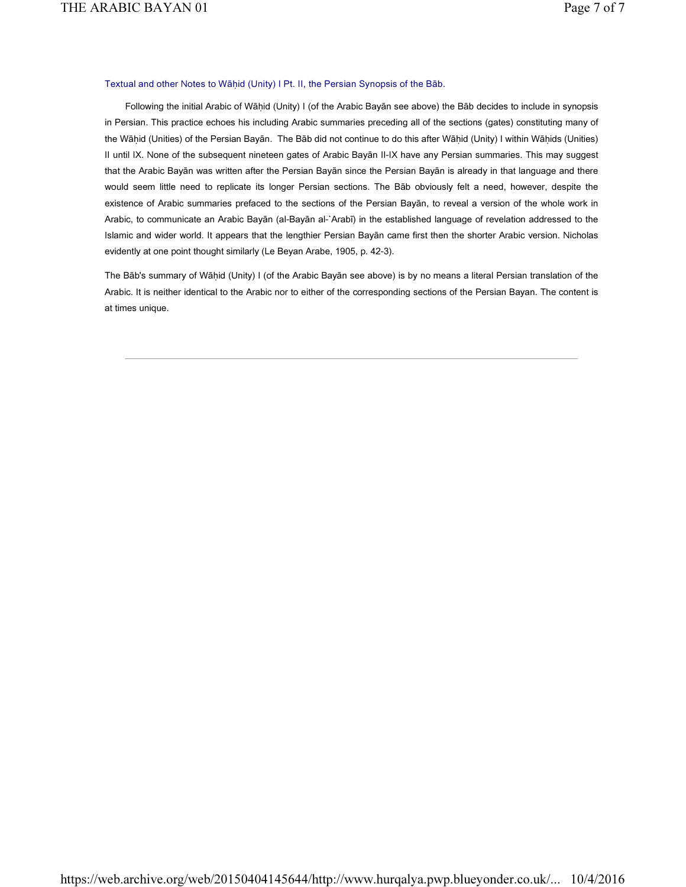### Textual and other Notes to Wāḥid (Unity) I Pt. II, the Persian Synopsis of the Bāb.

Following the initial Arabic of Wāḥid (Unity) I (of the Arabic Bayān see above) the Bāb decides to include in synopsis in Persian. This practice echoes his including Arabic summaries preceding all of the sections (gates) constituting many of the Wāḥid (Unities) of the Persian Bayān. The Bāb did not continue to do this after Wāḥid (Unity) I within Wāḥids (Unities) II until IX. None of the subsequent nineteen gates of Arabic Bayān II-IX have any Persian summaries. This may suggest that the Arabic Bayān was written after the Persian Bayān since the Persian Bayān is already in that language and there would seem little need to replicate its longer Persian sections. The Bāb obviously felt a need, however, despite the existence of Arabic summaries prefaced to the sections of the Persian Bayān, to reveal a version of the whole work in Arabic, to communicate an Arabic Bayān (al-Bayān al-`Arabī) in the established language of revelation addressed to the Islamic and wider world. It appears that the lengthier Persian Bayān came first then the shorter Arabic version. Nicholas evidently at one point thought similarly (Le Beyan Arabe, 1905, p. 42-3).

The Bāb's summary of Wāḥid (Unity) I (of the Arabic Bayān see above) is by no means a literal Persian translation of the Arabic. It is neither identical to the Arabic nor to either of the corresponding sections of the Persian Bayan. The content is at times unique.

---